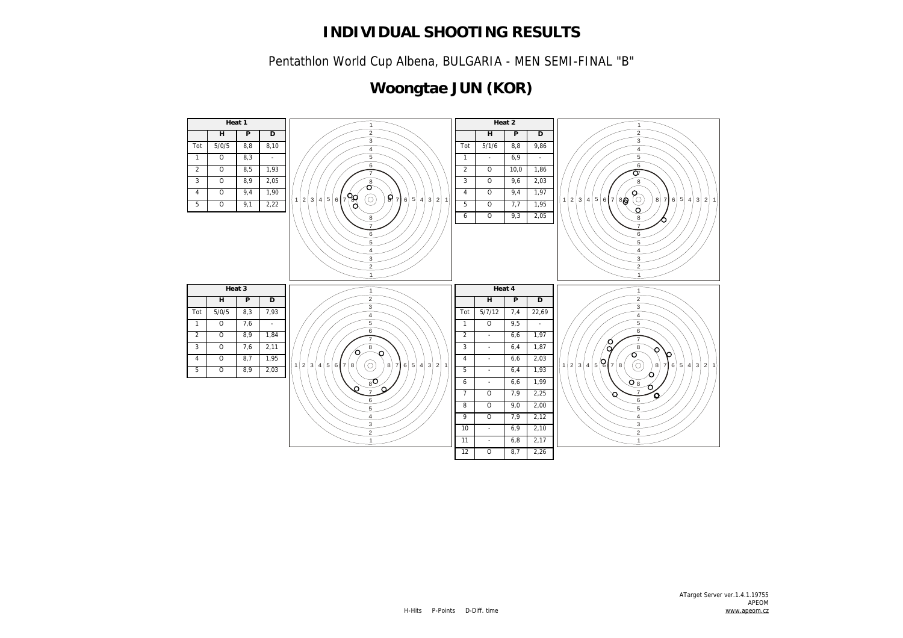# INDIVIDUAL SHOOTING RESULTS

Pentathlon World Cup Albena, BULGARIA - MEN SEMI-FINAL "B"

## Woongtae JUN (KOR)

**Heat 1**

| | H | P | D |
|---|---|---|---|
| Tot | 5/0/5 | 8,8 | 8,10 |
| 1 | O | 8,3 | - |
| 2 | O | 8,5 | 1,93 |
| 3 | O | 8,9 | 2,05 |
| 4 | O | 9,4 | 1,90 |
| 5 | O | 9,1 | 2,22 |

**Heat 2**

| | H | P | D |
|---|---|---|---|
| Tot | 5/1/6 | 8,8 | 9,86 |
| 1 | - | 6,9 | - |
| 2 | O | 10,0 | 1,86 |
| 3 | O | 9,6 | 2,03 |
| 4 | O | 9,4 | 1,97 |
| 5 | O | 7,7 | 1,95 |
| 6 | O | 9,3 | 2,05 |

**Heat 3**

| | H | P | D |
|---|---|---|---|
| Tot | 5/0/5 | 8,3 | 7,93 |
| 1 | O | 7,6 | - |
| 2 | O | 8,9 | 1,84 |
| 3 | O | 7,6 | 2,11 |
| 4 | O | 8,7 | 1,95 |
| 5 | O | 8,9 | 2,03 |

**Heat 4**

| | H | P | D |
|---|---|---|---|
| Tot | 5/7/12 | 7,4 | 22,69 |
| 1 | O | 9,5 | - |
| 2 | - | 6,6 | 1,97 |
| 3 | - | 6,4 | 1,87 |
| 4 | - | 6,6 | 2,03 |
| 5 | - | 6,4 | 1,93 |
| 6 | - | 6,6 | 1,99 |
| 7 | O | 7,9 | 2,25 |
| 8 | O | 9,0 | 2,00 |
| 9 | O | 7,9 | 2,12 |
| 10 | - | 6,9 | 2,10 |
| 11 | - | 6,8 | 2,17 |
| 12 | O | 8,7 | 2,26 |

H-Hits P-Points D-Diff. time

ATarget Server ver.1.4.1.19755
APEOM
www.apeom.cz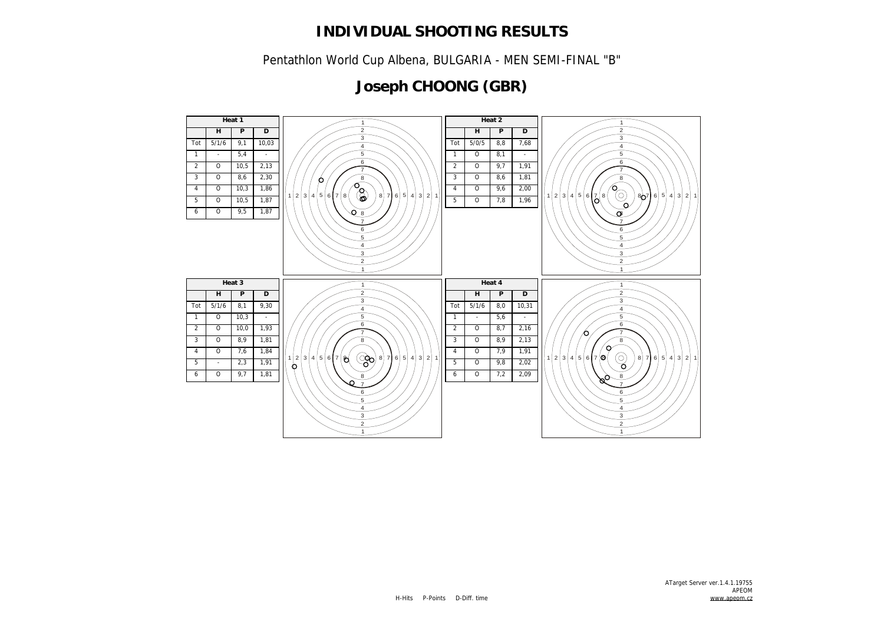# INDIVIDUAL SHOOTING RESULTS

Pentathlon World Cup Albena, BULGARIA - MEN SEMI-FINAL "B"

## Joseph CHOONG (GBR)

**Heat 1**

| | H | P | D |
|---|---|---|---|
| Tot | 5/1/6 | 9,1 | 10,03 |
| 1 | - | 5,4 | - |
| 2 | O | 10,5 | 2,13 |
| 3 | O | 8,6 | 2,30 |
| 4 | O | 10,3 | 1,86 |
| 5 | O | 10,5 | 1,87 |
| 6 | O | 9,5 | 1,87 |

**Heat 2**

| | H | P | D |
|---|---|---|---|
| Tot | 5/0/5 | 8,8 | 7,68 |
| 1 | O | 8,1 | - |
| 2 | O | 9,7 | 1,91 |
| 3 | O | 8,6 | 1,81 |
| 4 | O | 9,6 | 2,00 |
| 5 | O | 7,8 | 1,96 |

**Heat 3**

| | H | P | D |
|---|---|---|---|
| Tot | 5/1/6 | 8,1 | 9,30 |
| 1 | O | 10,3 | - |
| 2 | O | 10,0 | 1,93 |
| 3 | O | 8,9 | 1,81 |
| 4 | O | 7,6 | 1,84 |
| 5 | - | 2,3 | 1,91 |
| 6 | O | 9,7 | 1,81 |

**Heat 4**

| | H | P | D |
|---|---|---|---|
| Tot | 5/1/6 | 8,0 | 10,31 |
| 1 | - | 5,6 | - |
| 2 | O | 8,7 | 2,16 |
| 3 | O | 8,9 | 2,13 |
| 4 | O | 7,9 | 1,91 |
| 5 | O | 9,8 | 2,02 |
| 6 | O | 7,2 | 2,09 |

H-Hits P-Points D-Diff. time

ATarget Server ver.1.4.1.19755
APEOM
www.apeom.cz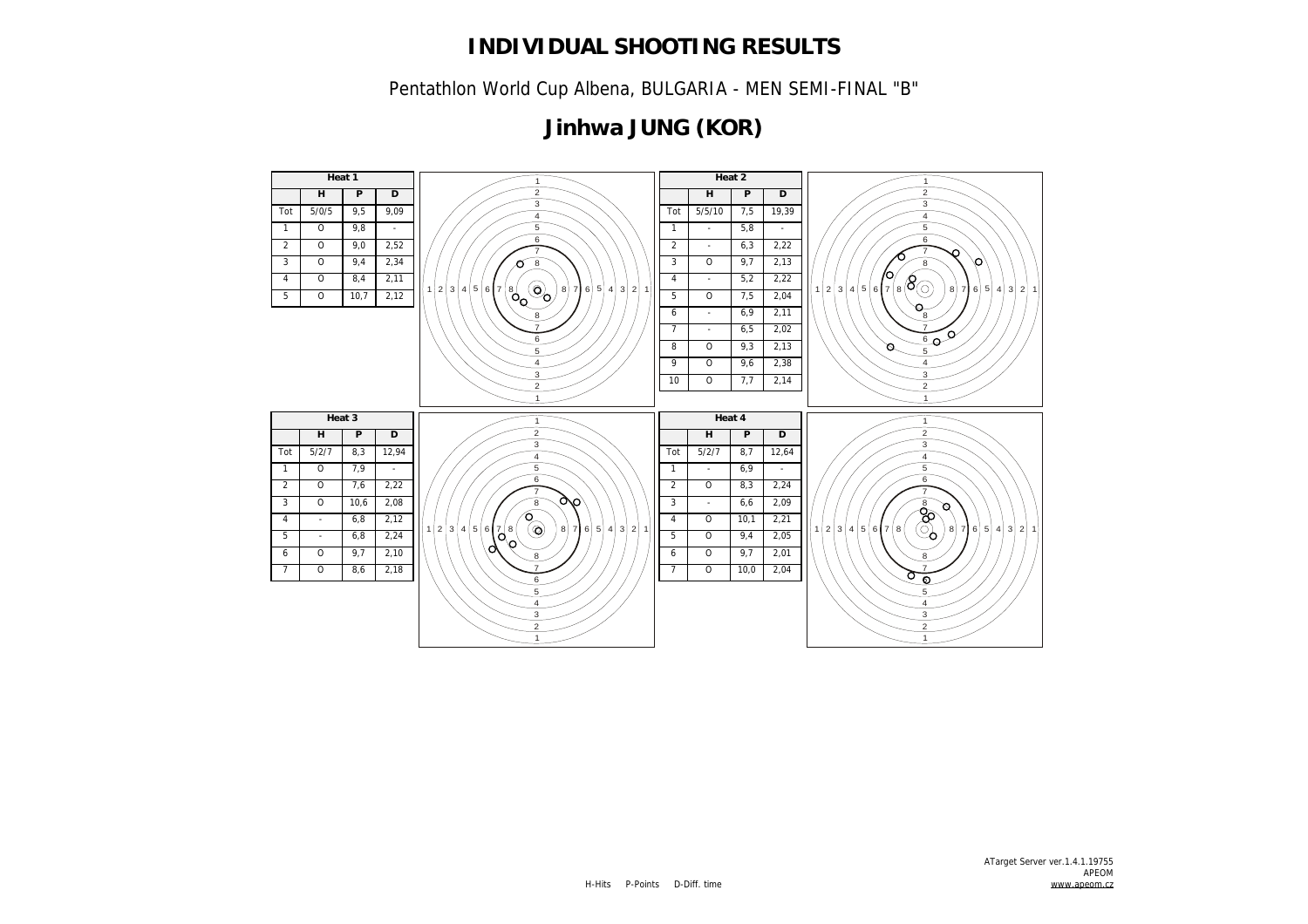# INDIVIDUAL SHOOTING RESULTS

Pentathlon World Cup Albena, BULGARIA - MEN SEMI-FINAL "B"

## Jinhwa JUNG (KOR)

**Heat 1**

| | H | P | D |
|---|---|---|---|
| Tot | 5/0/5 | 9,5 | 9,09 |
| 1 | O | 9,8 | - |
| 2 | O | 9,0 | 2,52 |
| 3 | O | 9,4 | 2,34 |
| 4 | O | 8,4 | 2,11 |
| 5 | O | 10,7 | 2,12 |

**Heat 2**

| | H | P | D |
|---|---|---|---|
| Tot | 5/5/10 | 7,5 | 19,39 |
| 1 | - | 5,8 | - |
| 2 | - | 6,3 | 2,22 |
| 3 | O | 9,7 | 2,13 |
| 4 | - | 5,2 | 2,22 |
| 5 | O | 7,5 | 2,04 |
| 6 | - | 6,9 | 2,11 |
| 7 | - | 6,5 | 2,02 |
| 8 | O | 9,3 | 2,13 |
| 9 | O | 9,6 | 2,38 |
| 10 | O | 7,7 | 2,14 |

**Heat 3**

| | H | P | D |
|---|---|---|---|
| Tot | 5/2/7 | 8,3 | 12,94 |
| 1 | O | 7,9 | - |
| 2 | O | 7,6 | 2,22 |
| 3 | O | 10,6 | 2,08 |
| 4 | - | 6,8 | 2,12 |
| 5 | - | 6,8 | 2,24 |
| 6 | O | 9,7 | 2,10 |
| 7 | O | 8,6 | 2,18 |

**Heat 4**

| | H | P | D |
|---|---|---|---|
| Tot | 5/2/7 | 8,7 | 12,64 |
| 1 | - | 6,9 | - |
| 2 | O | 8,3 | 2,24 |
| 3 | - | 6,6 | 2,09 |
| 4 | O | 10,1 | 2,21 |
| 5 | O | 9,4 | 2,05 |
| 6 | O | 9,7 | 2,01 |
| 7 | O | 10,0 | 2,04 |

H-Hits P-Points D-Diff. time

ATarget Server ver.1.4.1.19755
APEOM
www.apeom.cz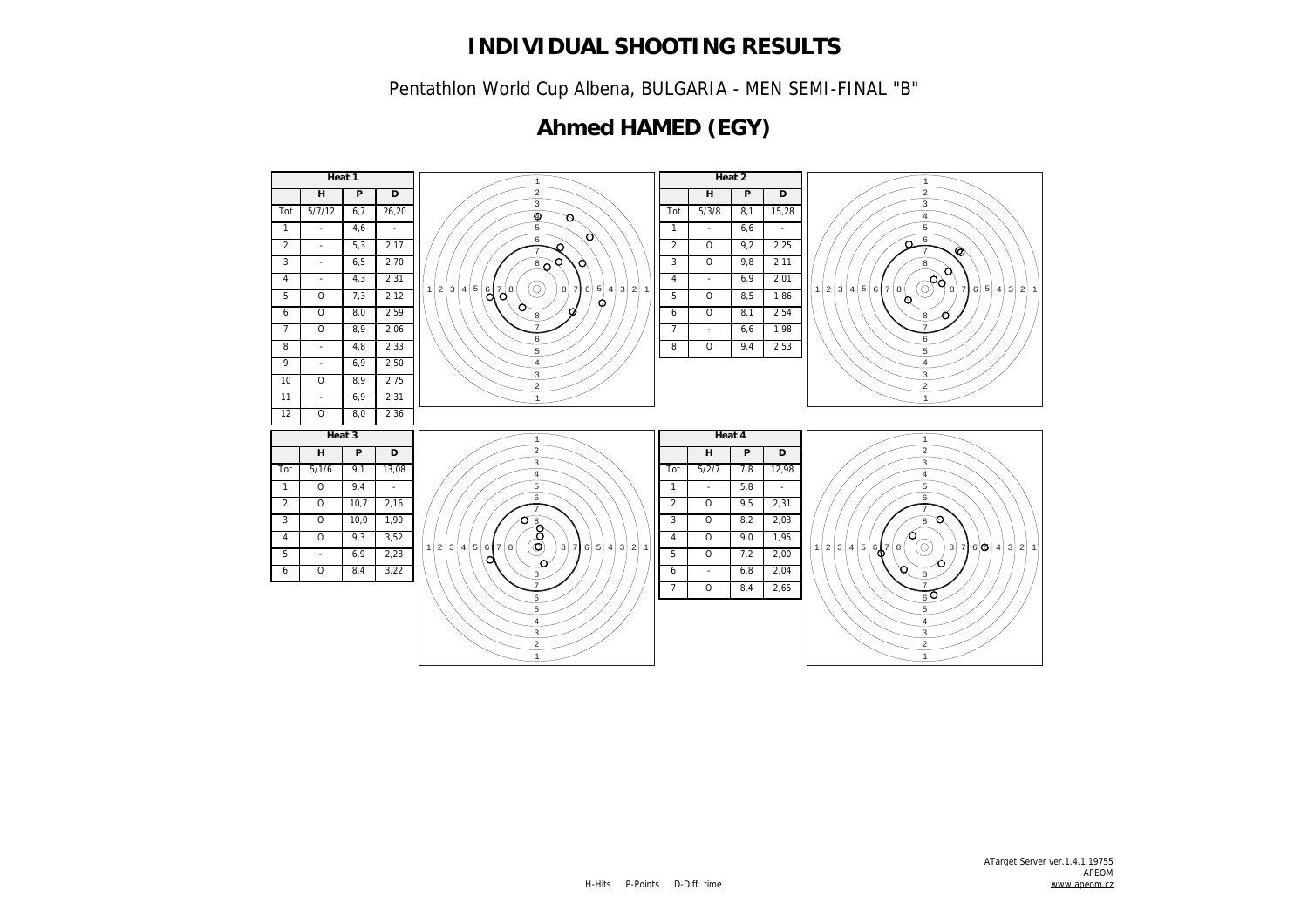# INDIVIDUAL SHOOTING RESULTS

Pentathlon World Cup Albena, BULGARIA - MEN SEMI-FINAL "B"

## Ahmed HAMED (EGY)

**Heat 1**

| | H | P | D |
|---|---|---|---|
| Tot | 5/7/12 | 6,7 | 26,20 |
| 1 | - | 4,6 | - |
| 2 | - | 5,3 | 2,17 |
| 3 | - | 6,5 | 2,70 |
| 4 | - | 4,3 | 2,31 |
| 5 | O | 7,3 | 2,12 |
| 6 | O | 8,0 | 2,59 |
| 7 | O | 8,9 | 2,06 |
| 8 | - | 4,8 | 2,33 |
| 9 | - | 6,9 | 2,50 |
| 10 | O | 8,9 | 2,75 |
| 11 | - | 6,9 | 2,31 |
| 12 | O | 8,0 | 2,36 |

**Heat 2**

| | H | P | D |
|---|---|---|---|
| Tot | 5/3/8 | 8,1 | 15,28 |
| 1 | - | 6,6 | - |
| 2 | O | 9,2 | 2,25 |
| 3 | O | 9,8 | 2,11 |
| 4 | - | 6,9 | 2,01 |
| 5 | O | 8,5 | 1,86 |
| 6 | O | 8,1 | 2,54 |
| 7 | - | 6,6 | 1,98 |
| 8 | O | 9,4 | 2,53 |

**Heat 3**

| | H | P | D |
|---|---|---|---|
| Tot | 5/1/6 | 9,1 | 13,08 |
| 1 | O | 9,4 | - |
| 2 | O | 10,7 | 2,16 |
| 3 | O | 10,0 | 1,90 |
| 4 | O | 9,3 | 3,52 |
| 5 | - | 6,9 | 2,28 |
| 6 | O | 8,4 | 3,22 |

**Heat 4**

| | H | P | D |
|---|---|---|---|
| Tot | 5/2/7 | 7,8 | 12,98 |
| 1 | - | 5,8 | - |
| 2 | O | 9,5 | 2,31 |
| 3 | O | 8,2 | 2,03 |
| 4 | O | 9,0 | 1,95 |
| 5 | O | 7,2 | 2,00 |
| 6 | - | 6,8 | 2,04 |
| 7 | O | 8,4 | 2,65 |

H-Hits P-Points D-Diff. time

ATarget Server ver.1.4.1.19755
APEOM
www.apeom.cz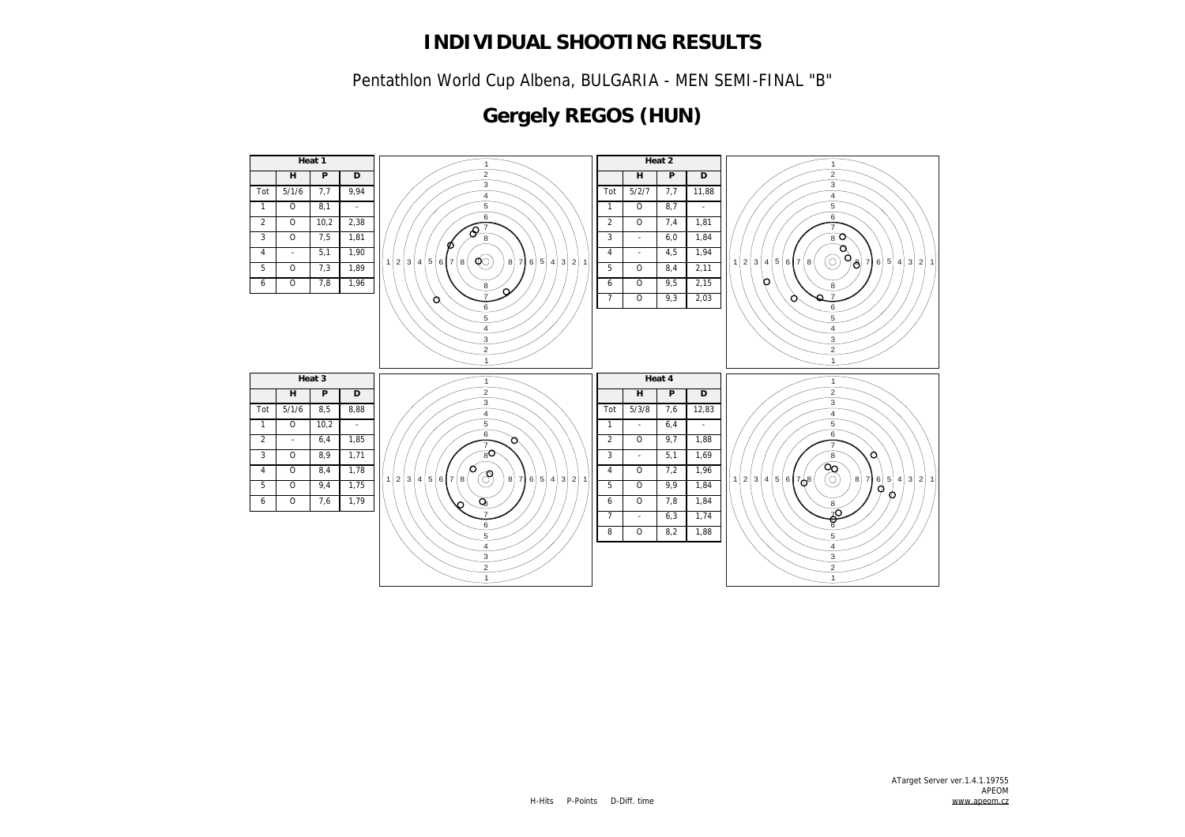# INDIVIDUAL SHOOTING RESULTS

Pentathlon World Cup Albena, BULGARIA - MEN SEMI-FINAL "B"

## Gergely REGOS (HUN)

| Heat 1 | | | |
|---|---|---|---|
| | H | P | D |
| Tot | 5/1/6 | 7,7 | 9,94 |
| 1 | O | 8,1 | - |
| 2 | O | 10,2 | 2,38 |
| 3 | O | 7,5 | 1,81 |
| 4 | - | 5,1 | 1,90 |
| 5 | O | 7,3 | 1,89 |
| 6 | O | 7,8 | 1,96 |

| Heat 2 | | | |
|---|---|---|---|
| | H | P | D |
| Tot | 5/2/7 | 7,7 | 11,88 |
| 1 | O | 8,7 | - |
| 2 | O | 7,4 | 1,81 |
| 3 | - | 6,0 | 1,84 |
| 4 | - | 4,5 | 1,94 |
| 5 | O | 8,4 | 2,11 |
| 6 | O | 9,5 | 2,15 |
| 7 | O | 9,3 | 2,03 |

| Heat 3 | | | |
|---|---|---|---|
| | H | P | D |
| Tot | 5/1/6 | 8,5 | 8,88 |
| 1 | O | 10,2 | - |
| 2 | - | 6,4 | 1,85 |
| 3 | O | 8,9 | 1,71 |
| 4 | O | 8,4 | 1,78 |
| 5 | O | 9,4 | 1,75 |
| 6 | O | 7,6 | 1,79 |

| Heat 4 | | | |
|---|---|---|---|
| | H | P | D |
| Tot | 5/3/8 | 7,6 | 12,83 |
| 1 | - | 6,4 | - |
| 2 | O | 9,7 | 1,88 |
| 3 | - | 5,1 | 1,69 |
| 4 | O | 7,2 | 1,96 |
| 5 | O | 9,9 | 1,84 |
| 6 | O | 7,8 | 1,84 |
| 7 | - | 6,3 | 1,74 |
| 8 | O | 8,2 | 1,88 |

H-Hits P-Points D-Diff. time

ATarget Server ver.1.4.1.19755
APEOM
www.apeom.cz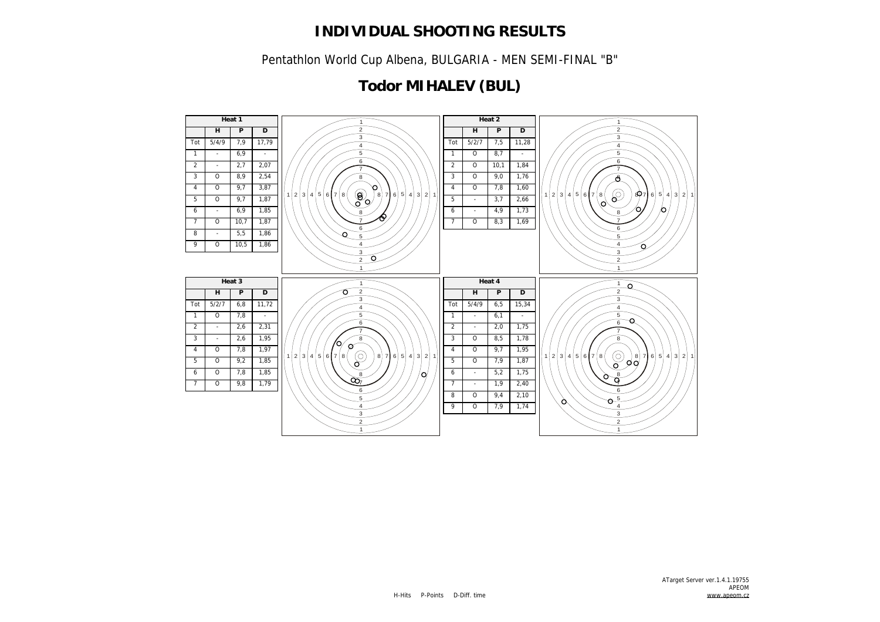# INDIVIDUAL SHOOTING RESULTS

Pentathlon World Cup Albena, BULGARIA - MEN SEMI-FINAL "B"

## Todor MIHALEV (BUL)

**Heat 1**

| | H | P | D |
|---|---|---|---|
| Tot | 5/4/9 | 7,9 | 17,79 |
| 1 | - | 6,9 | - |
| 2 | - | 2,7 | 2,07 |
| 3 | O | 8,9 | 2,54 |
| 4 | O | 9,7 | 3,87 |
| 5 | O | 9,7 | 1,87 |
| 6 | - | 6,9 | 1,85 |
| 7 | O | 10,7 | 1,87 |
| 8 | - | 5,5 | 1,86 |
| 9 | O | 10,5 | 1,86 |

**Heat 2**

| | H | P | D |
|---|---|---|---|
| Tot | 5/2/7 | 7,5 | 11,28 |
| 1 | O | 8,7 | - |
| 2 | O | 10,1 | 1,84 |
| 3 | O | 9,0 | 1,76 |
| 4 | O | 7,8 | 1,60 |
| 5 | - | 3,7 | 2,66 |
| 6 | - | 4,9 | 1,73 |
| 7 | O | 8,3 | 1,69 |

**Heat 3**

| | H | P | D |
|---|---|---|---|
| Tot | 5/2/7 | 6,8 | 11,72 |
| 1 | O | 7,8 | - |
| 2 | - | 2,6 | 2,31 |
| 3 | - | 2,6 | 1,95 |
| 4 | O | 7,8 | 1,97 |
| 5 | O | 9,2 | 1,85 |
| 6 | O | 7,8 | 1,85 |
| 7 | O | 9,8 | 1,79 |

**Heat 4**

| | H | P | D |
|---|---|---|---|
| Tot | 5/4/9 | 6,5 | 15,34 |
| 1 | - | 6,1 | - |
| 2 | - | 2,0 | 1,75 |
| 3 | O | 8,5 | 1,78 |
| 4 | O | 9,7 | 1,95 |
| 5 | O | 7,9 | 1,87 |
| 6 | - | 5,2 | 1,75 |
| 7 | - | 1,9 | 2,40 |
| 8 | O | 9,4 | 2,10 |
| 9 | O | 7,9 | 1,74 |

H-Hits P-Points D-Diff. time

ATarget Server ver.1.4.1.19755
APEOM
www.apeom.cz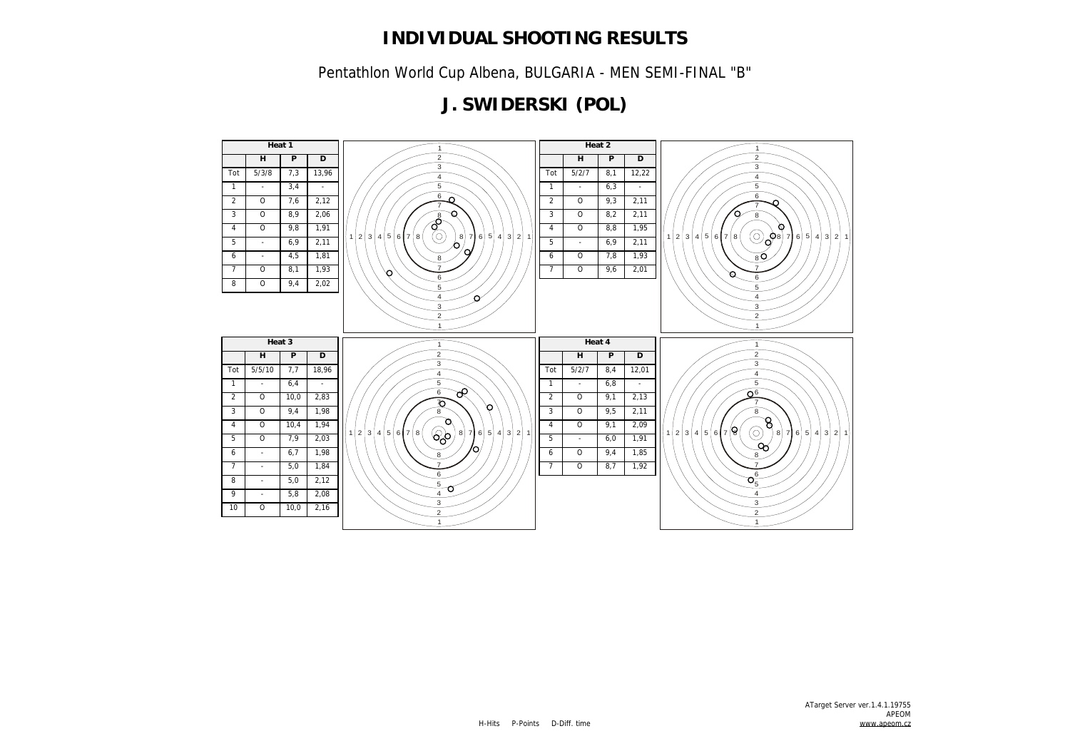# INDIVIDUAL SHOOTING RESULTS

Pentathlon World Cup Albena, BULGARIA - MEN SEMI-FINAL "B"

## J. SWIDERSKI (POL)

**Heat 1**

| | H | P | D |
|---|---|---|---|
| Tot | 5/3/8 | 7,3 | 13,96 |
| 1 | - | 3,4 | - |
| 2 | O | 7,6 | 2,12 |
| 3 | O | 8,9 | 2,06 |
| 4 | O | 9,8 | 1,91 |
| 5 | - | 6,9 | 2,11 |
| 6 | - | 4,5 | 1,81 |
| 7 | O | 8,1 | 1,93 |
| 8 | O | 9,4 | 2,02 |

**Heat 2**

| | H | P | D |
|---|---|---|---|
| Tot | 5/2/7 | 8,1 | 12,22 |
| 1 | - | 6,3 | - |
| 2 | O | 9,3 | 2,11 |
| 3 | O | 8,2 | 2,11 |
| 4 | O | 8,8 | 1,95 |
| 5 | - | 6,9 | 2,11 |
| 6 | O | 7,8 | 1,93 |
| 7 | O | 9,6 | 2,01 |

**Heat 3**

| | H | P | D |
|---|---|---|---|
| Tot | 5/5/10 | 7,7 | 18,96 |
| 1 | - | 6,4 | - |
| 2 | O | 10,0 | 2,83 |
| 3 | O | 9,4 | 1,98 |
| 4 | O | 10,4 | 1,94 |
| 5 | O | 7,9 | 2,03 |
| 6 | - | 6,7 | 1,98 |
| 7 | - | 5,0 | 1,84 |
| 8 | - | 5,0 | 2,12 |
| 9 | - | 5,8 | 2,08 |
| 10 | O | 10,0 | 2,16 |

**Heat 4**

| | H | P | D |
|---|---|---|---|
| Tot | 5/2/7 | 8,4 | 12,01 |
| 1 | - | 6,8 | - |
| 2 | O | 9,1 | 2,13 |
| 3 | O | 9,5 | 2,11 |
| 4 | O | 9,1 | 2,09 |
| 5 | - | 6,0 | 1,91 |
| 6 | O | 9,4 | 1,85 |
| 7 | O | 8,7 | 1,92 |

H-Hits P-Points D-Diff. time

ATarget Server ver.1.4.1.19755
APEOM
www.apeom.cz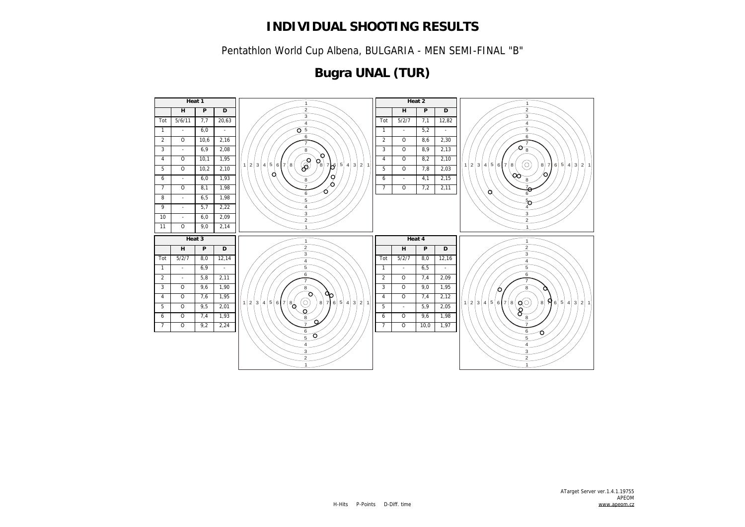# INDIVIDUAL SHOOTING RESULTS

Pentathlon World Cup Albena, BULGARIA - MEN SEMI-FINAL "B"

## Bugra UNAL (TUR)

**Heat 1**

| | H | P | D |
|---|---|---|---|
| Tot | 5/6/11 | 7,7 | 20,63 |
| 1 | - | 6,0 | - |
| 2 | O | 10,6 | 2,16 |
| 3 | - | 6,9 | 2,08 |
| 4 | O | 10,1 | 1,95 |
| 5 | O | 10,2 | 2,10 |
| 6 | - | 6,0 | 1,93 |
| 7 | O | 8,1 | 1,98 |
| 8 | - | 6,5 | 1,98 |
| 9 | - | 5,7 | 2,22 |
| 10 | - | 6,0 | 2,09 |
| 11 | O | 9,0 | 2,14 |

**Heat 2**

| | H | P | D |
|---|---|---|---|
| Tot | 5/2/7 | 7,1 | 12,82 |
| 1 | - | 5,2 | - |
| 2 | O | 8,6 | 2,30 |
| 3 | O | 8,9 | 2,13 |
| 4 | O | 8,2 | 2,10 |
| 5 | O | 7,8 | 2,03 |
| 6 | - | 4,1 | 2,15 |
| 7 | O | 7,2 | 2,11 |

**Heat 3**

| | H | P | D |
|---|---|---|---|
| Tot | 5/2/7 | 8,0 | 12,14 |
| 1 | - | 6,9 | - |
| 2 | - | 5,8 | 2,11 |
| 3 | O | 9,6 | 1,90 |
| 4 | O | 7,6 | 1,95 |
| 5 | O | 9,5 | 2,01 |
| 6 | O | 7,4 | 1,93 |
| 7 | O | 9,2 | 2,24 |

**Heat 4**

| | H | P | D |
|---|---|---|---|
| Tot | 5/2/7 | 8,0 | 12,16 |
| 1 | - | 6,5 | - |
| 2 | O | 7,4 | 2,09 |
| 3 | O | 9,0 | 1,95 |
| 4 | O | 7,4 | 2,12 |
| 5 | - | 5,9 | 2,05 |
| 6 | O | 9,6 | 1,98 |
| 7 | O | 10,0 | 1,97 |

H-Hits P-Points D-Diff. time

ATarget Server ver.1.4.1.19755
APEOM
www.apeom.cz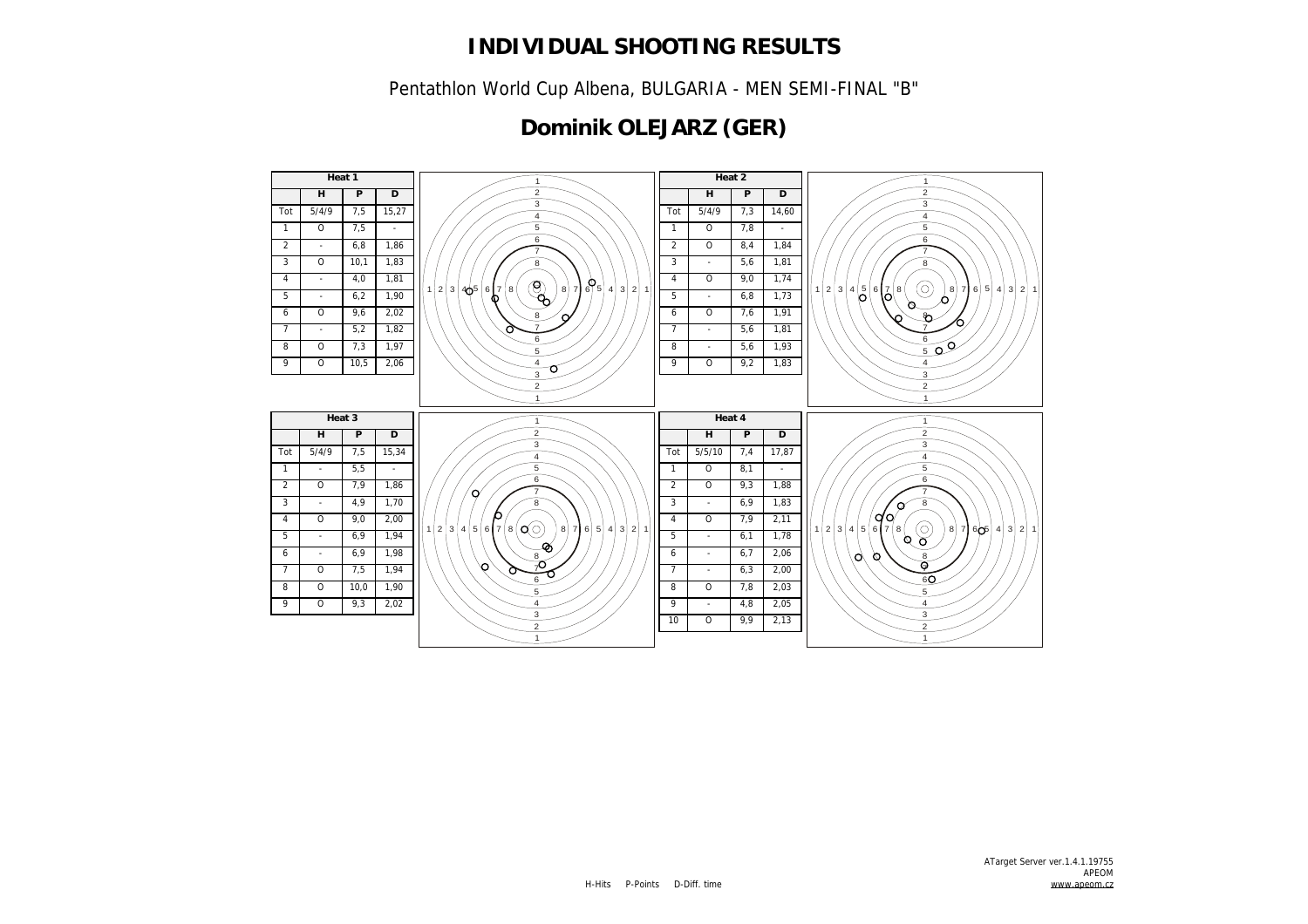# INDIVIDUAL SHOOTING RESULTS

Pentathlon World Cup Albena, BULGARIA - MEN SEMI-FINAL "B"

## Dominik OLEJARZ (GER)

**Heat 1**

| | H | P | D |
|---|---|---|---|
| Tot | 5/4/9 | 7,5 | 15,27 |
| 1 | O | 7,5 | - |
| 2 | - | 6,8 | 1,86 |
| 3 | O | 10,1 | 1,83 |
| 4 | - | 4,0 | 1,81 |
| 5 | - | 6,2 | 1,90 |
| 6 | O | 9,6 | 2,02 |
| 7 | - | 5,2 | 1,82 |
| 8 | O | 7,3 | 1,97 |
| 9 | O | 10,5 | 2,06 |

**Heat 2**

| | H | P | D |
|---|---|---|---|
| Tot | 5/4/9 | 7,3 | 14,60 |
| 1 | O | 7,8 | - |
| 2 | O | 8,4 | 1,84 |
| 3 | - | 5,6 | 1,81 |
| 4 | O | 9,0 | 1,74 |
| 5 | - | 6,8 | 1,73 |
| 6 | O | 7,6 | 1,91 |
| 7 | - | 5,6 | 1,81 |
| 8 | - | 5,6 | 1,93 |
| 9 | O | 9,2 | 1,83 |

**Heat 3**

| | H | P | D |
|---|---|---|---|
| Tot | 5/4/9 | 7,5 | 15,34 |
| 1 | - | 5,5 | - |
| 2 | O | 7,9 | 1,86 |
| 3 | - | 4,9 | 1,70 |
| 4 | O | 9,0 | 2,00 |
| 5 | - | 6,9 | 1,94 |
| 6 | - | 6,9 | 1,98 |
| 7 | O | 7,5 | 1,94 |
| 8 | O | 10,0 | 1,90 |
| 9 | O | 9,3 | 2,02 |

**Heat 4**

| | H | P | D |
|---|---|---|---|
| Tot | 5/5/10 | 7,4 | 17,87 |
| 1 | O | 8,1 | - |
| 2 | O | 9,3 | 1,88 |
| 3 | - | 6,9 | 1,83 |
| 4 | O | 7,9 | 2,11 |
| 5 | - | 6,1 | 1,78 |
| 6 | - | 6,7 | 2,06 |
| 7 | - | 6,3 | 2,00 |
| 8 | O | 7,8 | 2,03 |
| 9 | - | 4,8 | 2,05 |
| 10 | O | 9,9 | 2,13 |

H-Hits P-Points D-Diff. time

ATarget Server ver.1.4.1.19755
APEOM
www.apeom.cz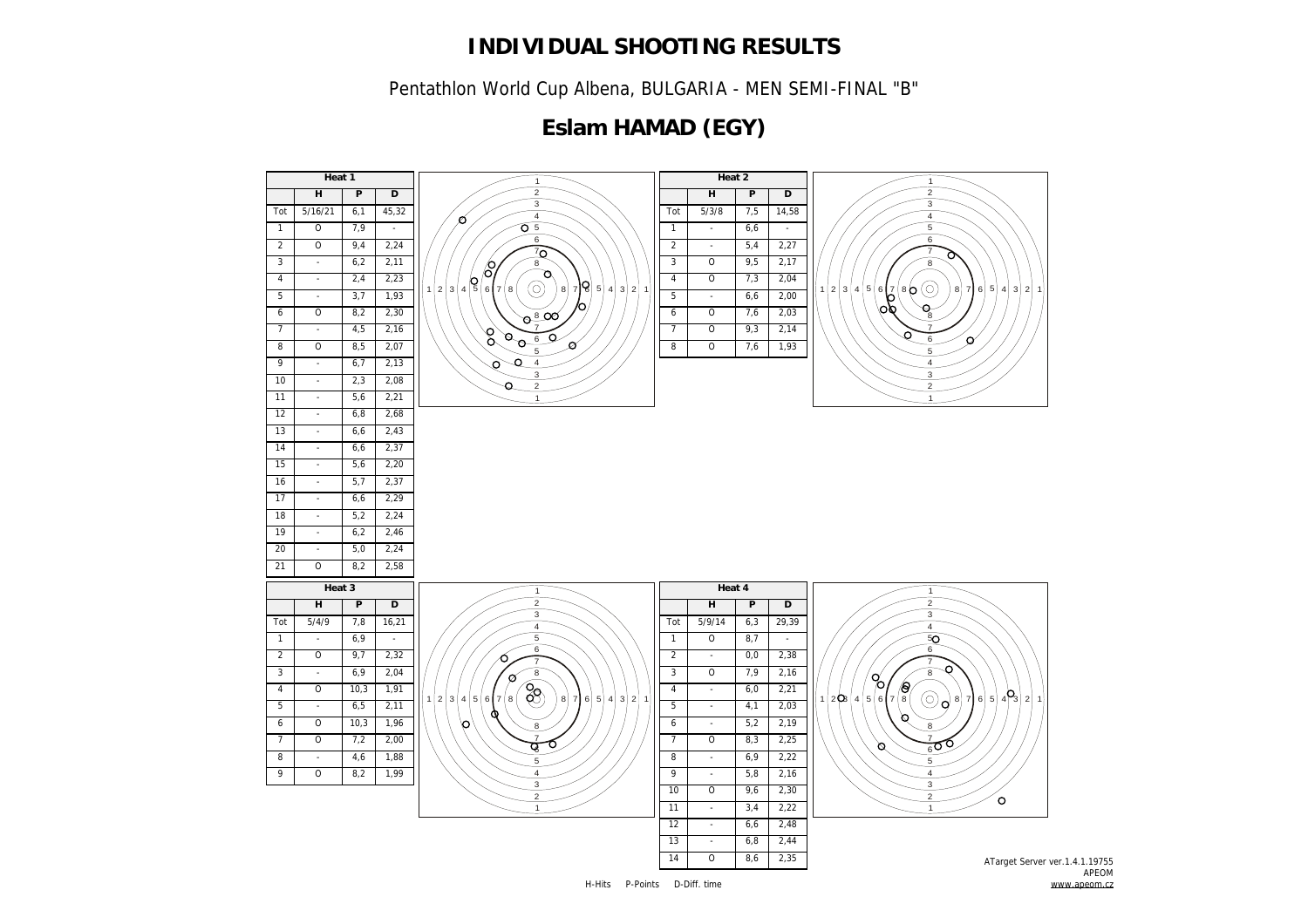# INDIVIDUAL SHOOTING RESULTS

Pentathlon World Cup Albena, BULGARIA - MEN SEMI-FINAL "B"

## Eslam HAMAD (EGY)

| Heat 1 | | | |
|---|---|---|---|
| | H | P | D |
| Tot | 5/16/21 | 6,1 | 45,32 |
| 1 | O | 7,9 | - |
| 2 | O | 9,4 | 2,24 |
| 3 | - | 6,2 | 2,11 |
| 4 | - | 2,4 | 2,23 |
| 5 | - | 3,7 | 1,93 |
| 6 | O | 8,2 | 2,30 |
| 7 | - | 4,5 | 2,16 |
| 8 | O | 8,5 | 2,07 |
| 9 | - | 6,7 | 2,13 |
| 10 | - | 2,3 | 2,08 |
| 11 | - | 5,6 | 2,21 |
| 12 | - | 6,8 | 2,68 |
| 13 | - | 6,6 | 2,43 |
| 14 | - | 6,6 | 2,37 |
| 15 | - | 5,6 | 2,20 |
| 16 | - | 5,7 | 2,37 |
| 17 | - | 6,6 | 2,29 |
| 18 | - | 5,2 | 2,24 |
| 19 | - | 6,2 | 2,46 |
| 20 | - | 5,0 | 2,24 |
| 21 | O | 8,2 | 2,58 |

| Heat 2 | | | |
|---|---|---|---|
| | H | P | D |
| Tot | 5/3/8 | 7,5 | 14,58 |
| 1 | - | 6,6 | - |
| 2 | - | 5,4 | 2,27 |
| 3 | O | 9,5 | 2,17 |
| 4 | O | 7,3 | 2,04 |
| 5 | - | 6,6 | 2,00 |
| 6 | O | 7,6 | 2,03 |
| 7 | O | 9,3 | 2,14 |
| 8 | O | 7,6 | 1,93 |

| Heat 3 | | | |
|---|---|---|---|
| | H | P | D |
| Tot | 5/4/9 | 7,8 | 16,21 |
| 1 | - | 6,9 | - |
| 2 | O | 9,7 | 2,32 |
| 3 | - | 6,9 | 2,04 |
| 4 | O | 10,3 | 1,91 |
| 5 | - | 6,5 | 2,11 |
| 6 | O | 10,3 | 1,96 |
| 7 | O | 7,2 | 2,00 |
| 8 | - | 4,6 | 1,88 |
| 9 | O | 8,2 | 1,99 |

| Heat 4 | | | |
|---|---|---|---|
| | H | P | D |
| Tot | 5/9/14 | 6,3 | 29,39 |
| 1 | O | 8,7 | - |
| 2 | - | 0,0 | 2,38 |
| 3 | O | 7,9 | 2,16 |
| 4 | - | 6,0 | 2,21 |
| 5 | - | 4,1 | 2,03 |
| 6 | - | 5,2 | 2,19 |
| 7 | O | 8,3 | 2,25 |
| 8 | - | 6,9 | 2,22 |
| 9 | - | 5,8 | 2,16 |
| 10 | O | 9,6 | 2,30 |
| 11 | - | 3,4 | 2,22 |
| 12 | - | 6,6 | 2,48 |
| 13 | - | 6,8 | 2,44 |
| 14 | O | 8,6 | 2,35 |

H-Hits P-Points D-Diff. time

ATarget Server ver.1.4.1.19755
APEOM
www.apeom.cz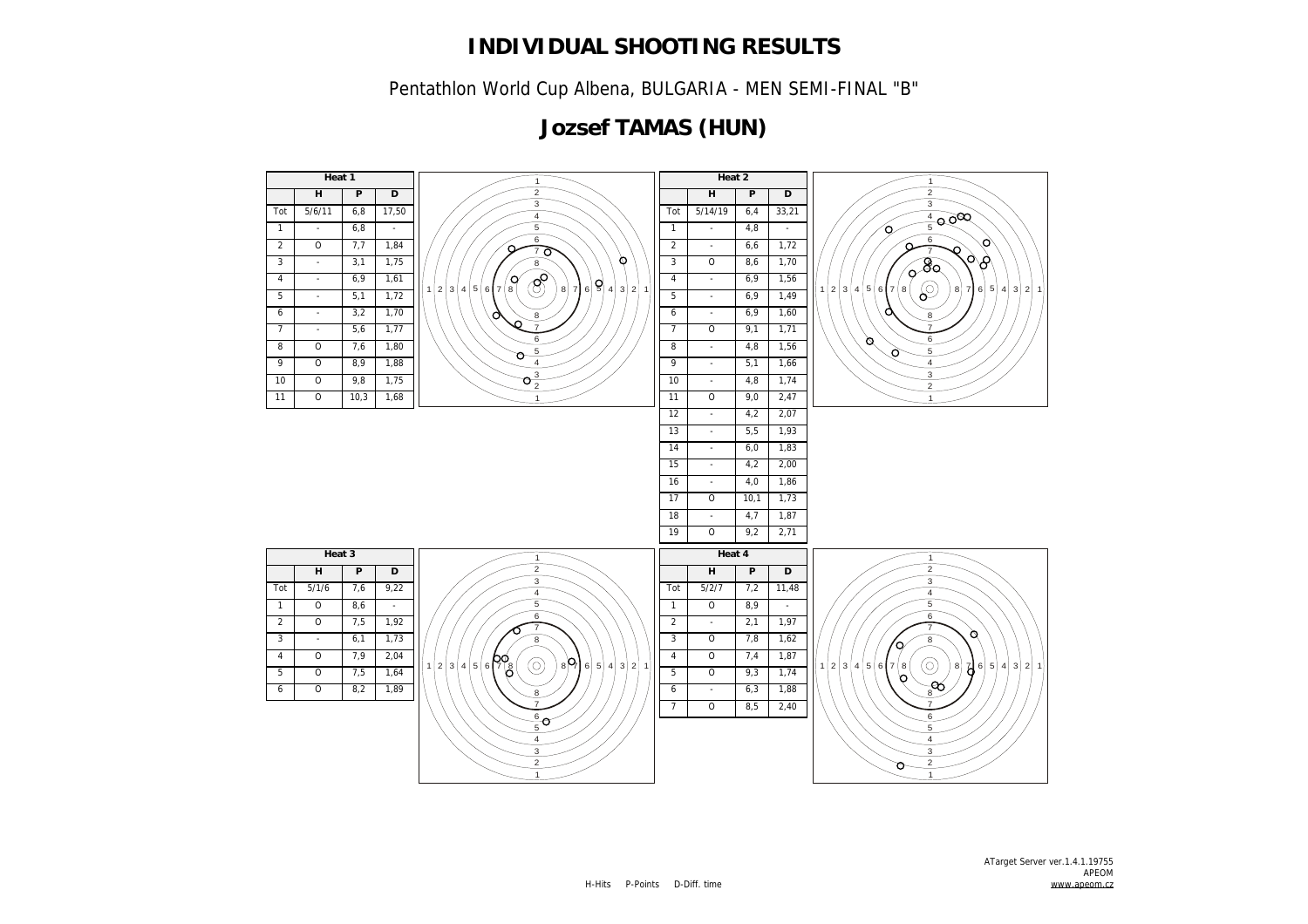# INDIVIDUAL SHOOTING RESULTS

Pentathlon World Cup Albena, BULGARIA - MEN SEMI-FINAL "B"

## Jozsef TAMAS (HUN)

**Heat 1**

| | H | P | D |
|---|---|---|---|
| Tot | 5/6/11 | 6,8 | 17,50 |
| 1 | - | 6,8 | - |
| 2 | O | 7,7 | 1,84 |
| 3 | - | 3,1 | 1,75 |
| 4 | - | 6,9 | 1,61 |
| 5 | - | 5,1 | 1,72 |
| 6 | - | 3,2 | 1,70 |
| 7 | - | 5,6 | 1,77 |
| 8 | O | 7,6 | 1,80 |
| 9 | O | 8,9 | 1,88 |
| 10 | O | 9,8 | 1,75 |
| 11 | O | 10,3 | 1,68 |

**Heat 2**

| | H | P | D |
|---|---|---|---|
| Tot | 5/14/19 | 6,4 | 33,21 |
| 1 | - | 4,8 | - |
| 2 | - | 6,6 | 1,72 |
| 3 | O | 8,6 | 1,70 |
| 4 | - | 6,9 | 1,56 |
| 5 | - | 6,9 | 1,49 |
| 6 | - | 6,9 | 1,60 |
| 7 | O | 9,1 | 1,71 |
| 8 | - | 4,8 | 1,56 |
| 9 | - | 5,1 | 1,66 |
| 10 | - | 4,8 | 1,74 |
| 11 | O | 9,0 | 2,47 |
| 12 | - | 4,2 | 2,07 |
| 13 | - | 5,5 | 1,93 |
| 14 | - | 6,0 | 1,83 |
| 15 | - | 4,2 | 2,00 |
| 16 | - | 4,0 | 1,86 |
| 17 | O | 10,1 | 1,73 |
| 18 | - | 4,7 | 1,87 |
| 19 | O | 9,2 | 2,71 |

**Heat 3**

| | H | P | D |
|---|---|---|---|
| Tot | 5/1/6 | 7,6 | 9,22 |
| 1 | O | 8,6 | - |
| 2 | O | 7,5 | 1,92 |
| 3 | - | 6,1 | 1,73 |
| 4 | O | 7,9 | 2,04 |
| 5 | O | 7,5 | 1,64 |
| 6 | O | 8,2 | 1,89 |

**Heat 4**

| | H | P | D |
|---|---|---|---|
| Tot | 5/2/7 | 7,2 | 11,48 |
| 1 | O | 8,9 | - |
| 2 | - | 2,1 | 1,97 |
| 3 | O | 7,8 | 1,62 |
| 4 | O | 7,4 | 1,87 |
| 5 | O | 9,3 | 1,74 |
| 6 | - | 6,3 | 1,88 |
| 7 | O | 8,5 | 2,40 |

H-Hits P-Points D-Diff. time

ATarget Server ver.1.4.1.19755
APEOM
www.apeom.cz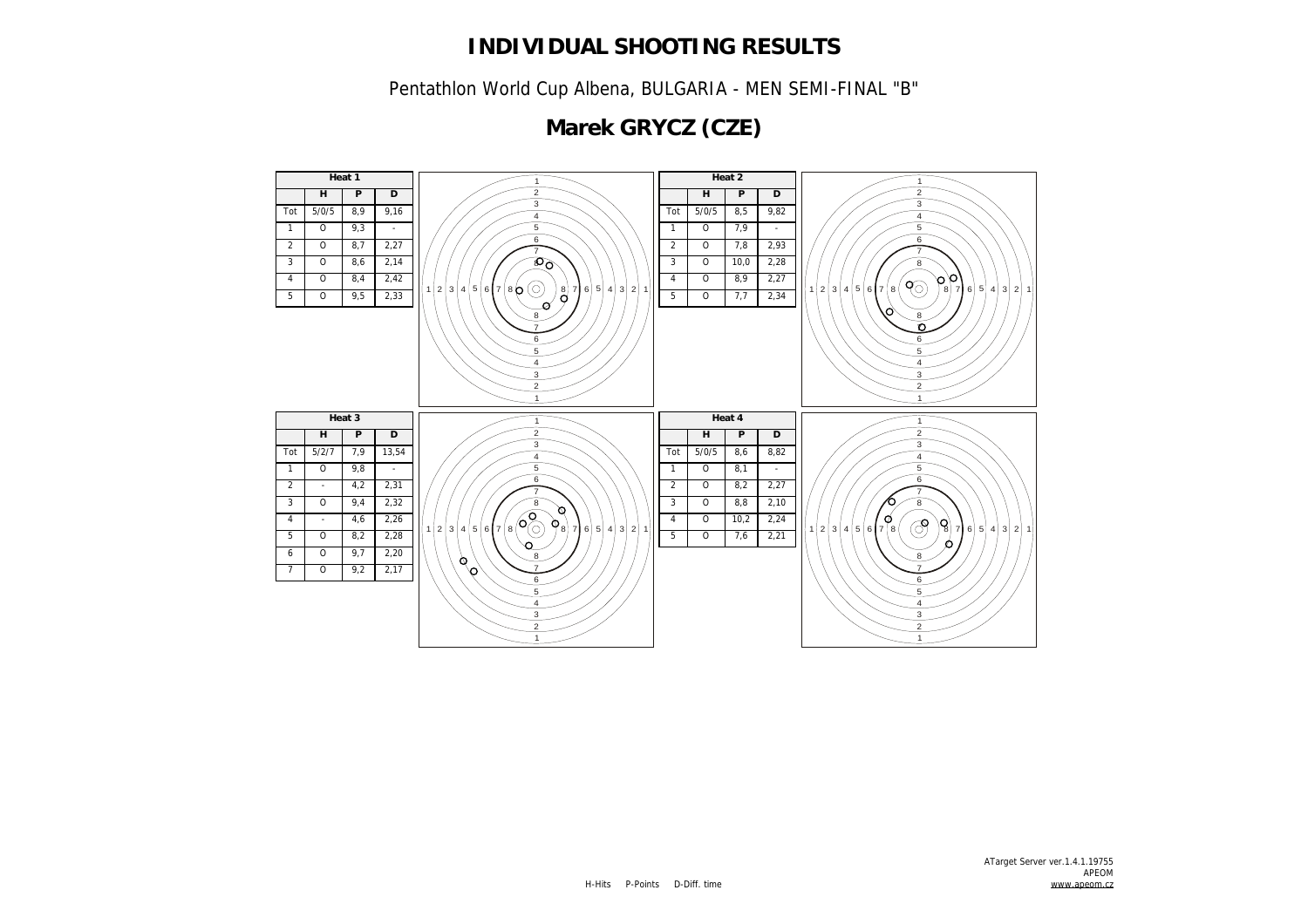# INDIVIDUAL SHOOTING RESULTS

Pentathlon World Cup Albena, BULGARIA - MEN SEMI-FINAL "B"

## Marek GRYCZ (CZE)

**Heat 1**

| | H | P | D |
|---|---|---|---|
| Tot | 5/0/5 | 8,9 | 9,16 |
| 1 | O | 9,3 | - |
| 2 | O | 8,7 | 2,27 |
| 3 | O | 8,6 | 2,14 |
| 4 | O | 8,4 | 2,42 |
| 5 | O | 9,5 | 2,33 |

**Heat 2**

| | H | P | D |
|---|---|---|---|
| Tot | 5/0/5 | 8,5 | 9,82 |
| 1 | O | 7,9 | - |
| 2 | O | 7,8 | 2,93 |
| 3 | O | 10,0 | 2,28 |
| 4 | O | 8,9 | 2,27 |
| 5 | O | 7,7 | 2,34 |

**Heat 3**

| | H | P | D |
|---|---|---|---|
| Tot | 5/2/7 | 7,9 | 13,54 |
| 1 | O | 9,8 | - |
| 2 | - | 4,2 | 2,31 |
| 3 | O | 9,4 | 2,32 |
| 4 | - | 4,6 | 2,26 |
| 5 | O | 8,2 | 2,28 |
| 6 | O | 9,7 | 2,20 |
| 7 | O | 9,2 | 2,17 |

**Heat 4**

| | H | P | D |
|---|---|---|---|
| Tot | 5/0/5 | 8,6 | 8,82 |
| 1 | O | 8,1 | - |
| 2 | O | 8,2 | 2,27 |
| 3 | O | 8,8 | 2,10 |
| 4 | O | 10,2 | 2,24 |
| 5 | O | 7,6 | 2,21 |

H-Hits P-Points D-Diff. time

ATarget Server ver.1.4.1.19755
APEOM
www.apeom.cz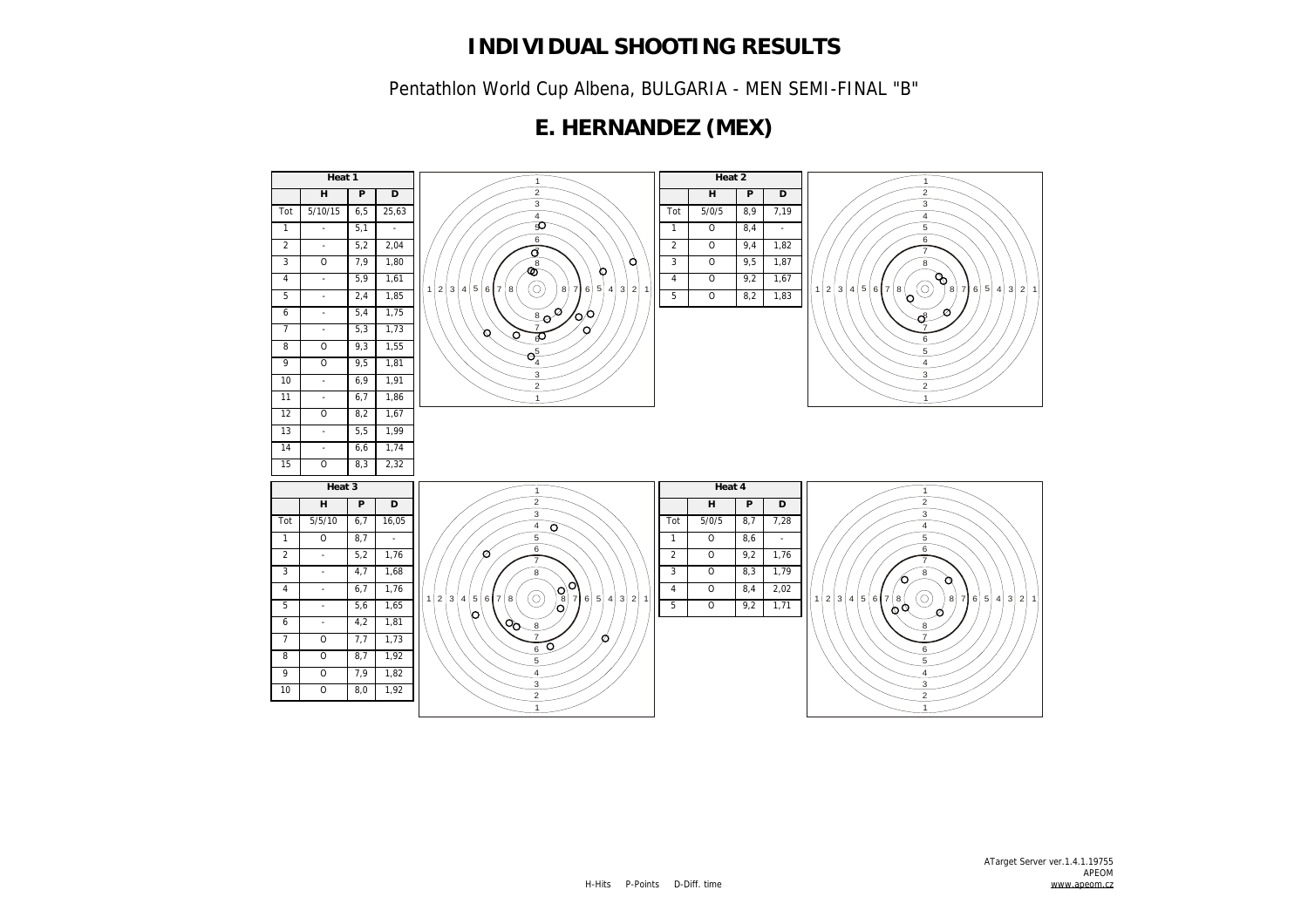# INDIVIDUAL SHOOTING RESULTS

Pentathlon World Cup Albena, BULGARIA - MEN SEMI-FINAL "B"

## E. HERNANDEZ (MEX)

| Heat 1 | | | |
|---|---|---|---|
| | H | P | D |
| Tot | 5/10/15 | 6,5 | 25,63 |
| 1 | - | 5,1 | - |
| 2 | - | 5,2 | 2,04 |
| 3 | O | 7,9 | 1,80 |
| 4 | - | 5,9 | 1,61 |
| 5 | - | 2,4 | 1,85 |
| 6 | - | 5,4 | 1,75 |
| 7 | - | 5,3 | 1,73 |
| 8 | O | 9,3 | 1,55 |
| 9 | O | 9,5 | 1,81 |
| 10 | - | 6,9 | 1,91 |
| 11 | - | 6,7 | 1,86 |
| 12 | O | 8,2 | 1,67 |
| 13 | - | 5,5 | 1,99 |
| 14 | - | 6,6 | 1,74 |
| 15 | O | 8,3 | 2,32 |

| Heat 2 | | | |
|---|---|---|---|
| | H | P | D |
| Tot | 5/0/5 | 8,9 | 7,19 |
| 1 | O | 8,4 | - |
| 2 | O | 9,4 | 1,82 |
| 3 | O | 9,5 | 1,87 |
| 4 | O | 9,2 | 1,67 |
| 5 | O | 8,2 | 1,83 |

| Heat 3 | | | |
|---|---|---|---|
| | H | P | D |
| Tot | 5/5/10 | 6,7 | 16,05 |
| 1 | O | 8,7 | - |
| 2 | - | 5,2 | 1,76 |
| 3 | - | 4,7 | 1,68 |
| 4 | - | 6,7 | 1,76 |
| 5 | - | 5,6 | 1,65 |
| 6 | - | 4,2 | 1,81 |
| 7 | O | 7,7 | 1,73 |
| 8 | O | 8,7 | 1,92 |
| 9 | O | 7,9 | 1,82 |
| 10 | O | 8,0 | 1,92 |

| Heat 4 | | | |
|---|---|---|---|
| | H | P | D |
| Tot | 5/0/5 | 8,7 | 7,28 |
| 1 | O | 8,6 | - |
| 2 | O | 9,2 | 1,76 |
| 3 | O | 8,3 | 1,79 |
| 4 | O | 8,4 | 2,02 |
| 5 | O | 9,2 | 1,71 |

H-Hits P-Points D-Diff. time

ATarget Server ver.1.4.1.19755
APEOM
www.apeom.cz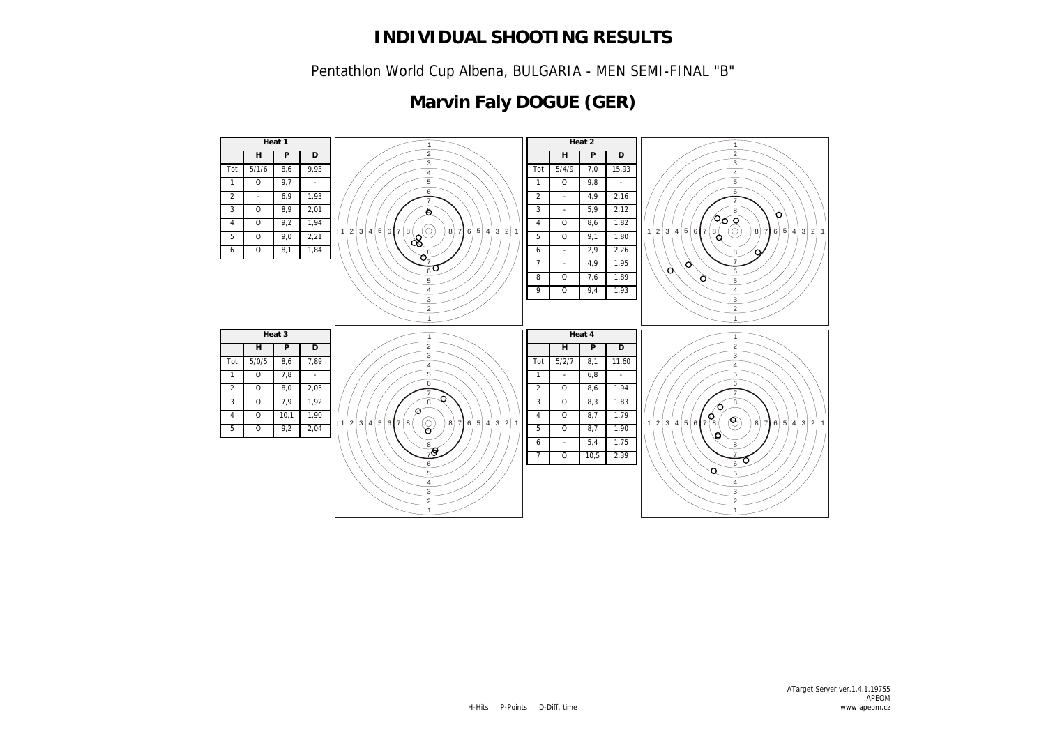# INDIVIDUAL SHOOTING RESULTS

Pentathlon World Cup Albena, BULGARIA - MEN SEMI-FINAL "B"

## Marvin Faly DOGUE (GER)

**Heat 1**

| | H | P | D |
|---|---|---|---|
| Tot | 5/1/6 | 8,6 | 9,93 |
| 1 | O | 9,7 | - |
| 2 | - | 6,9 | 1,93 |
| 3 | O | 8,9 | 2,01 |
| 4 | O | 9,2 | 1,94 |
| 5 | O | 9,0 | 2,21 |
| 6 | O | 8,1 | 1,84 |

**Heat 2**

| | H | P | D |
|---|---|---|---|
| Tot | 5/4/9 | 7,0 | 15,93 |
| 1 | O | 9,8 | - |
| 2 | - | 4,9 | 2,16 |
| 3 | - | 5,9 | 2,12 |
| 4 | O | 8,6 | 1,82 |
| 5 | O | 9,1 | 1,80 |
| 6 | - | 2,9 | 2,26 |
| 7 | - | 4,9 | 1,95 |
| 8 | O | 7,6 | 1,89 |
| 9 | O | 9,4 | 1,93 |

**Heat 3**

| | H | P | D |
|---|---|---|---|
| Tot | 5/0/5 | 8,6 | 7,89 |
| 1 | O | 7,8 | - |
| 2 | O | 8,0 | 2,03 |
| 3 | O | 7,9 | 1,92 |
| 4 | O | 10,1 | 1,90 |
| 5 | O | 9,2 | 2,04 |

**Heat 4**

| | H | P | D |
|---|---|---|---|
| Tot | 5/2/7 | 8,1 | 11,60 |
| 1 | - | 6,8 | - |
| 2 | O | 8,6 | 1,94 |
| 3 | O | 8,3 | 1,83 |
| 4 | O | 8,7 | 1,79 |
| 5 | O | 8,7 | 1,90 |
| 6 | - | 5,4 | 1,75 |
| 7 | O | 10,5 | 2,39 |

H-Hits P-Points D-Diff. time

ATarget Server ver.1.4.1.19755
APEOM
www.apeom.cz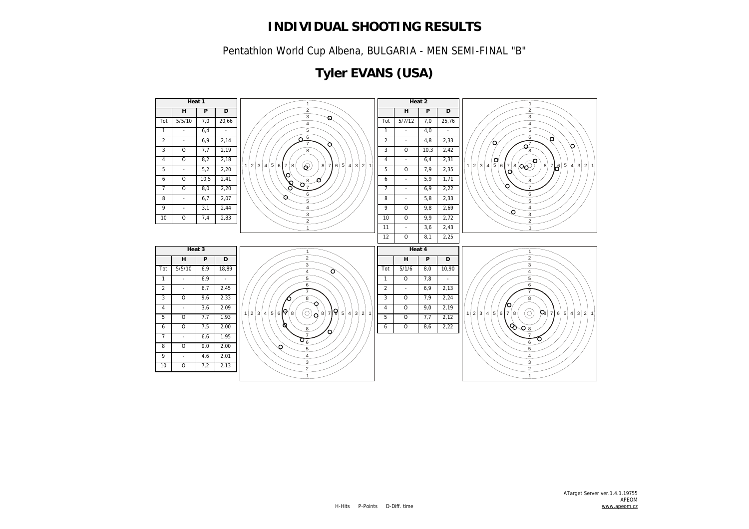# INDIVIDUAL SHOOTING RESULTS

Pentathlon World Cup Albena, BULGARIA - MEN SEMI-FINAL "B"

## Tyler EVANS (USA)

**Heat 1**

| | H | P | D |
|---|---|---|---|
| Tot | 5/5/10 | 7,0 | 20,66 |
| 1 | - | 6,4 | - |
| 2 | - | 6,9 | 2,14 |
| 3 | O | 7,7 | 2,19 |
| 4 | O | 8,2 | 2,18 |
| 5 | - | 5,2 | 2,20 |
| 6 | O | 10,5 | 2,41 |
| 7 | O | 8,0 | 2,20 |
| 8 | - | 6,7 | 2,07 |
| 9 | - | 3,1 | 2,44 |
| 10 | O | 7,4 | 2,83 |

**Heat 2**

| | H | P | D |
|---|---|---|---|
| Tot | 5/7/12 | 7,0 | 25,76 |
| 1 | - | 4,0 | - |
| 2 | - | 4,8 | 2,33 |
| 3 | O | 10,3 | 2,42 |
| 4 | - | 6,4 | 2,31 |
| 5 | O | 7,9 | 2,35 |
| 6 | - | 5,9 | 1,71 |
| 7 | - | 6,9 | 2,22 |
| 8 | - | 5,8 | 2,33 |
| 9 | O | 9,8 | 2,69 |
| 10 | O | 9,9 | 2,72 |
| 11 | - | 3,6 | 2,43 |
| 12 | O | 8,1 | 2,25 |

**Heat 3**

| | H | P | D |
|---|---|---|---|
| Tot | 5/5/10 | 6,9 | 18,89 |
| 1 | - | 6,9 | - |
| 2 | - | 6,7 | 2,45 |
| 3 | O | 9,6 | 2,33 |
| 4 | - | 3,6 | 2,09 |
| 5 | O | 7,7 | 1,93 |
| 6 | O | 7,5 | 2,00 |
| 7 | - | 6,6 | 1,95 |
| 8 | O | 9,0 | 2,00 |
| 9 | - | 4,6 | 2,01 |
| 10 | O | 7,2 | 2,13 |

**Heat 4**

| | H | P | D |
|---|---|---|---|
| Tot | 5/1/6 | 8,0 | 10,90 |
| 1 | O | 7,8 | - |
| 2 | - | 6,9 | 2,13 |
| 3 | O | 7,9 | 2,24 |
| 4 | O | 9,0 | 2,19 |
| 5 | O | 7,7 | 2,12 |
| 6 | O | 8,6 | 2,22 |

H-Hits P-Points D-Diff. time

ATarget Server ver.1.4.1.19755
APEOM
www.apeom.cz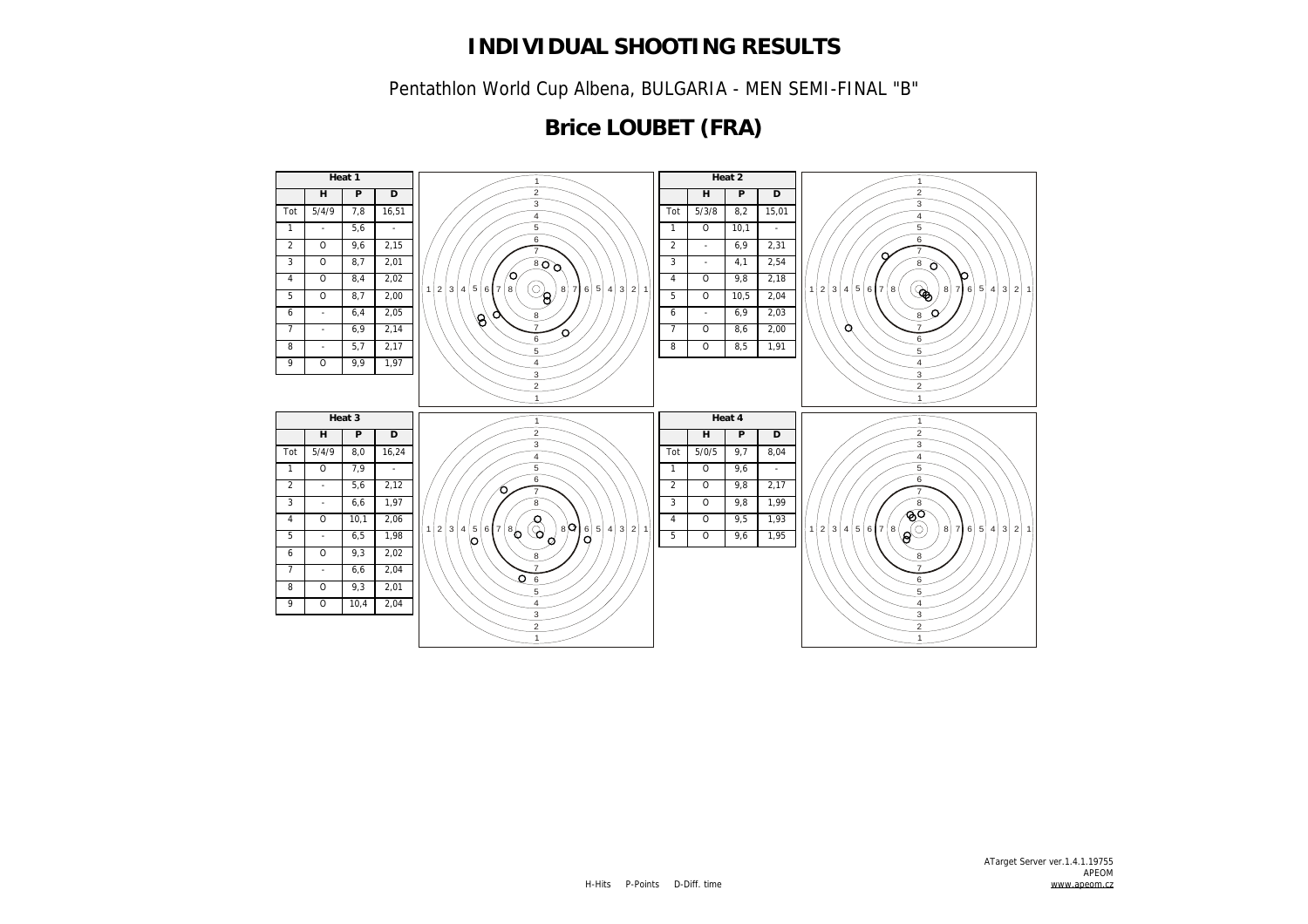# INDIVIDUAL SHOOTING RESULTS

Pentathlon World Cup Albena, BULGARIA - MEN SEMI-FINAL "B"

## Brice LOUBET (FRA)

**Heat 1**

| | H | P | D |
|---|---|---|---|
| Tot | 5/4/9 | 7,8 | 16,51 |
| 1 | - | 5,6 | - |
| 2 | O | 9,6 | 2,15 |
| 3 | O | 8,7 | 2,01 |
| 4 | O | 8,4 | 2,02 |
| 5 | O | 8,7 | 2,00 |
| 6 | - | 6,4 | 2,05 |
| 7 | - | 6,9 | 2,14 |
| 8 | - | 5,7 | 2,17 |
| 9 | O | 9,9 | 1,97 |

**Heat 2**

| | H | P | D |
|---|---|---|---|
| Tot | 5/3/8 | 8,2 | 15,01 |
| 1 | O | 10,1 | - |
| 2 | - | 6,9 | 2,31 |
| 3 | - | 4,1 | 2,54 |
| 4 | O | 9,8 | 2,18 |
| 5 | O | 10,5 | 2,04 |
| 6 | - | 6,9 | 2,03 |
| 7 | O | 8,6 | 2,00 |
| 8 | O | 8,5 | 1,91 |

**Heat 3**

| | H | P | D |
|---|---|---|---|
| Tot | 5/4/9 | 8,0 | 16,24 |
| 1 | O | 7,9 | - |
| 2 | - | 5,6 | 2,12 |
| 3 | - | 6,6 | 1,97 |
| 4 | O | 10,1 | 2,06 |
| 5 | - | 6,5 | 1,98 |
| 6 | O | 9,3 | 2,02 |
| 7 | - | 6,6 | 2,04 |
| 8 | O | 9,3 | 2,01 |
| 9 | O | 10,4 | 2,04 |

**Heat 4**

| | H | P | D |
|---|---|---|---|
| Tot | 5/0/5 | 9,7 | 8,04 |
| 1 | O | 9,6 | - |
| 2 | O | 9,8 | 2,17 |
| 3 | O | 9,8 | 1,99 |
| 4 | O | 9,5 | 1,93 |
| 5 | O | 9,6 | 1,95 |

H-Hits P-Points D-Diff. time

ATarget Server ver.1.4.1.19755
APEOM
www.apeom.cz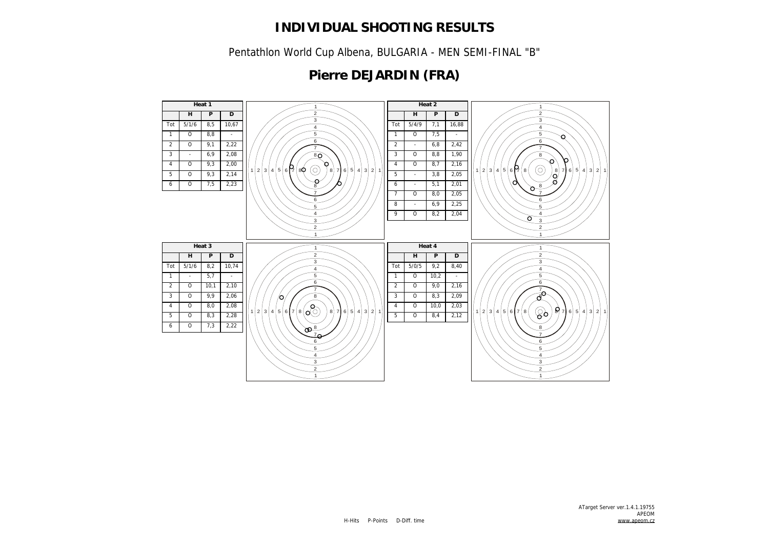# INDIVIDUAL SHOOTING RESULTS

Pentathlon World Cup Albena, BULGARIA - MEN SEMI-FINAL "B"

## Pierre DEJARDIN (FRA)

**Heat 1**

| | H | P | D |
|---|---|---|---|
| Tot | 5/1/6 | 8,5 | 10,67 |
| 1 | O | 8,8 | - |
| 2 | O | 9,1 | 2,22 |
| 3 | - | 6,9 | 2,08 |
| 4 | O | 9,3 | 2,00 |
| 5 | O | 9,3 | 2,14 |
| 6 | O | 7,5 | 2,23 |

**Heat 2**

| | H | P | D |
|---|---|---|---|
| Tot | 5/4/9 | 7,1 | 16,88 |
| 1 | O | 7,5 | - |
| 2 | - | 6,8 | 2,42 |
| 3 | O | 8,8 | 1,90 |
| 4 | O | 8,7 | 2,16 |
| 5 | - | 3,8 | 2,05 |
| 6 | - | 5,1 | 2,01 |
| 7 | O | 8,0 | 2,05 |
| 8 | - | 6,9 | 2,25 |
| 9 | O | 8,2 | 2,04 |

**Heat 3**

| | H | P | D |
|---|---|---|---|
| Tot | 5/1/6 | 8,2 | 10,74 |
| 1 | - | 5,7 | - |
| 2 | O | 10,1 | 2,10 |
| 3 | O | 9,9 | 2,06 |
| 4 | O | 8,0 | 2,08 |
| 5 | O | 8,3 | 2,28 |
| 6 | O | 7,3 | 2,22 |

**Heat 4**

| | H | P | D |
|---|---|---|---|
| Tot | 5/0/5 | 9,2 | 8,40 |
| 1 | O | 10,2 | - |
| 2 | O | 9,0 | 2,16 |
| 3 | O | 8,3 | 2,09 |
| 4 | O | 10,0 | 2,03 |
| 5 | O | 8,4 | 2,12 |

H-Hits P-Points D-Diff. time

ATarget Server ver.1.4.1.19755
APEOM
www.apeom.cz